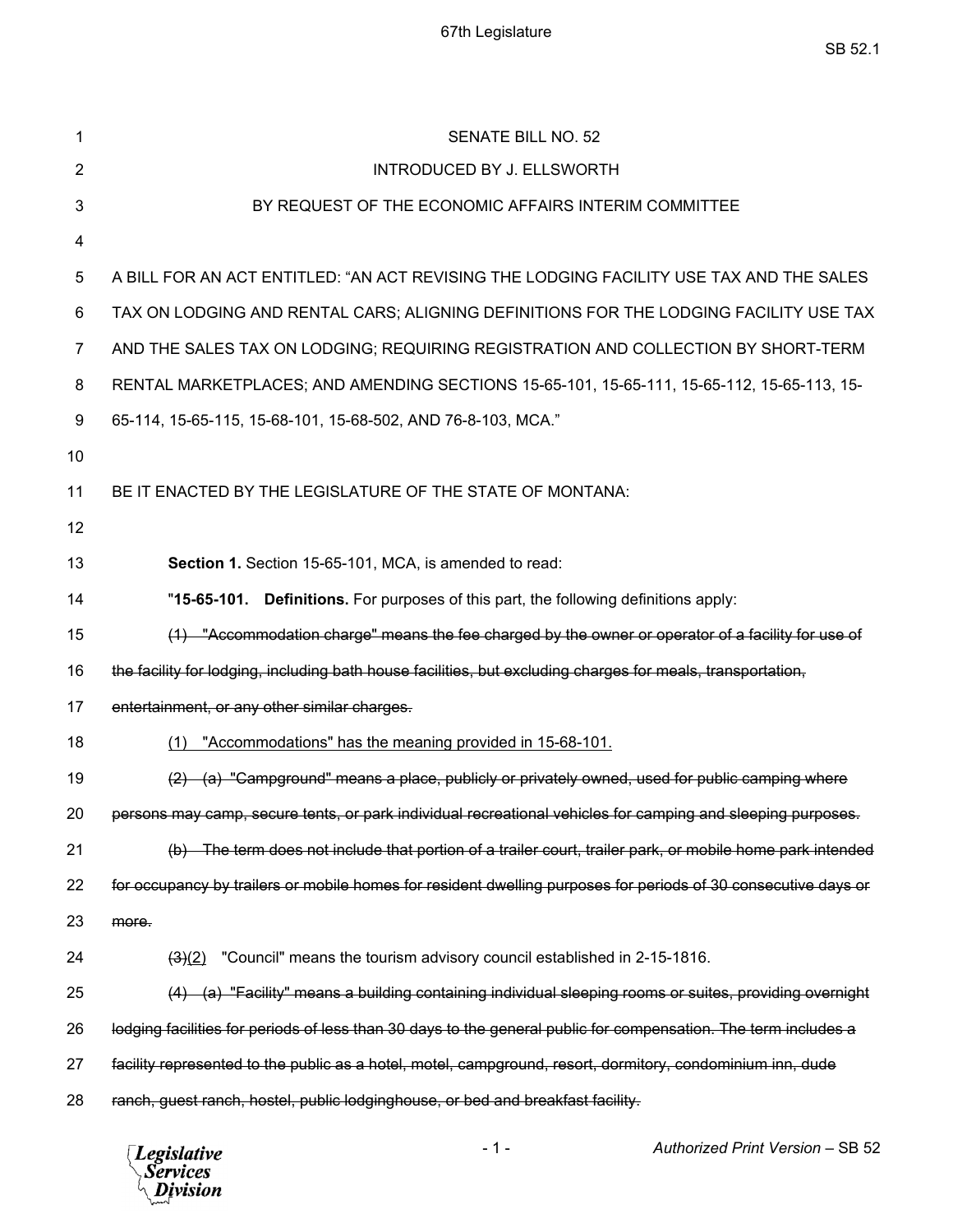SENATE BILL NO. 52

INTRODUCED BY J. ELLSWORTH

BY REQUEST OF THE ECONOMIC AFFAIRS INTERIM COMMITTEE

A BILL FOR AN ACT ENTITLED: "AN ACT REVISING THE LODGING FACILITY USE TAX AND THE SALES TAX ON LODGING AND RENTAL CARS; ALIGNING DEFINITIONS FOR THE LODGING FACILITY USE TAX AND THE SALES TAX ON LODGING; REQUIRING REGISTRATION AND COLLECTION BY SHORT-TERM RENTAL MARKETPLACES; AND AMENDING SECTIONS 15-65-101, 15-65-111, 15-65-112, 15-65-113, 15-65-114, 15-65-115, 15-68-101, 15-68-502, AND 76-8-103, MCA."

BE IT ENACTED BY THE LEGISLATURE OF THE STATE OF MONTANA:

**Section 1.** Section 15-65-101, MCA, is amended to read:

"**15-65-101. Definitions.** For purposes of this part, the following definitions apply:

~~(1) "Accommodation charge" means the fee charged by the owner or operator of a facility for use of the facility for lodging, including bath house facilities, but excluding charges for meals, transportation, entertainment, or any other similar charges.~~

<u>(1) "Accommodations" has the meaning provided in 15-68-101.</u>

~~(2) (a) "Campground" means a place, publicly or privately owned, used for public camping where persons may camp, secure tents, or park individual recreational vehicles for camping and sleeping purposes.~~

~~(b) The term does not include that portion of a trailer court, trailer park, or mobile home park intended for occupancy by trailers or mobile homes for resident dwelling purposes for periods of 30 consecutive days or more.~~

~~(3)~~<u>(2)</u> "Council" means the tourism advisory council established in 2-15-1816.

~~(4) (a) "Facility" means a building containing individual sleeping rooms or suites, providing overnight lodging facilities for periods of less than 30 days to the general public for compensation. The term includes a facility represented to the public as a hotel, motel, campground, resort, dormitory, condominium inn, dude ranch, guest ranch, hostel, public lodginghouse, or bed and breakfast facility.~~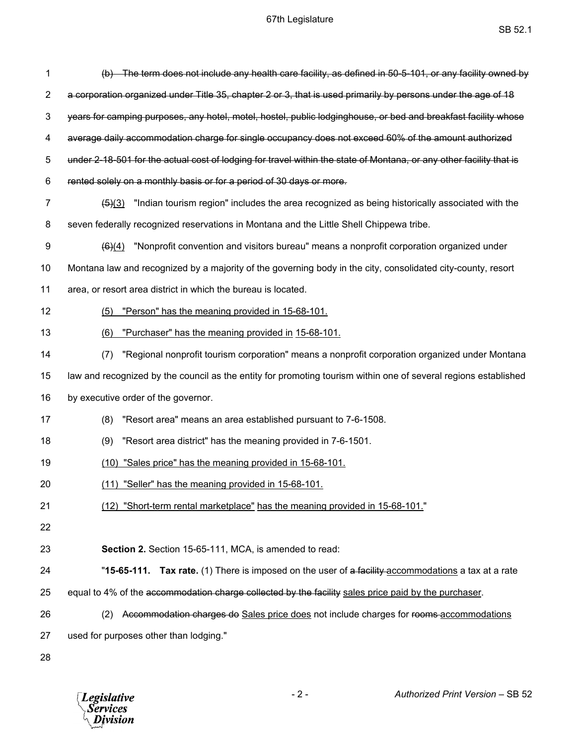~~(b) The term does not include any health care facility, as defined in 50-5-101, or any facility owned by a corporation organized under Title 35, chapter 2 or 3, that is used primarily by persons under the age of 18 years for camping purposes, any hotel, motel, hostel, public lodginghouse, or bed and breakfast facility whose average daily accommodation charge for single occupancy does not exceed 60% of the amount authorized under 2-18-501 for the actual cost of lodging for travel within the state of Montana, or any other facility that is rented solely on a monthly basis or for a period of 30 days or more.~~

~~(5)~~(3) "Indian tourism region" includes the area recognized as being historically associated with the seven federally recognized reservations in Montana and the Little Shell Chippewa tribe.

~~(6)~~(4) "Nonprofit convention and visitors bureau" means a nonprofit corporation organized under Montana law and recognized by a majority of the governing body in the city, consolidated city-county, resort area, or resort area district in which the bureau is located.

(5) "Person" has the meaning provided in 15-68-101.

(6) "Purchaser" has the meaning provided in 15-68-101.

(7) "Regional nonprofit tourism corporation" means a nonprofit corporation organized under Montana law and recognized by the council as the entity for promoting tourism within one of several regions established by executive order of the governor.

(8) "Resort area" means an area established pursuant to 7-6-1508.

(9) "Resort area district" has the meaning provided in 7-6-1501.

(10) "Sales price" has the meaning provided in 15-68-101.

(11) "Seller" has the meaning provided in 15-68-101.

(12) "Short-term rental marketplace" has the meaning provided in 15-68-101."

**Section 2.** Section 15-65-111, MCA, is amended to read:

"**15-65-111. Tax rate.** (1) There is imposed on the user of ~~a facility~~ accommodations a tax at a rate equal to 4% of the ~~accommodation charge collected by the facility~~ sales price paid by the purchaser.

(2) ~~Accommodation charges do~~ Sales price does not include charges for ~~rooms~~ accommodations used for purposes other than lodging."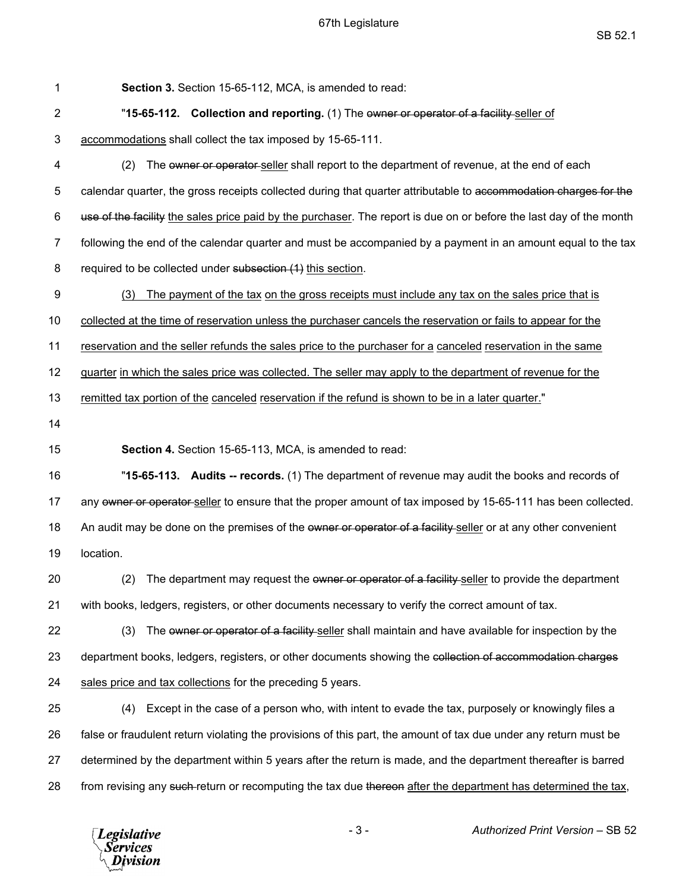**Section 3.** Section 15-65-112, MCA, is amended to read:

"**15-65-112. Collection and reporting.** (1) The ~~owner or operator of a facility~~ seller of accommodations shall collect the tax imposed by 15-65-111.

(2) The ~~owner or operator~~ seller shall report to the department of revenue, at the end of each calendar quarter, the gross receipts collected during that quarter attributable to ~~accommodation charges for the use of the facility~~ the sales price paid by the purchaser. The report is due on or before the last day of the month following the end of the calendar quarter and must be accompanied by a payment in an amount equal to the tax required to be collected under ~~subsection (1)~~ this section.

(3) The payment of the tax on the gross receipts must include any tax on the sales price that is collected at the time of reservation unless the purchaser cancels the reservation or fails to appear for the reservation and the seller refunds the sales price to the purchaser for a canceled reservation in the same quarter in which the sales price was collected. The seller may apply to the department of revenue for the remitted tax portion of the canceled reservation if the refund is shown to be in a later quarter."

**Section 4.** Section 15-65-113, MCA, is amended to read:

"**15-65-113. Audits -- records.** (1) The department of revenue may audit the books and records of any ~~owner or operator~~ seller to ensure that the proper amount of tax imposed by 15-65-111 has been collected. An audit may be done on the premises of the ~~owner or operator of a facility~~ seller or at any other convenient location.

(2) The department may request the ~~owner or operator of a facility~~ seller to provide the department with books, ledgers, registers, or other documents necessary to verify the correct amount of tax.

(3) The ~~owner or operator of a facility~~ seller shall maintain and have available for inspection by the department books, ledgers, registers, or other documents showing the ~~collection of accommodation charges~~ sales price and tax collections for the preceding 5 years.

(4) Except in the case of a person who, with intent to evade the tax, purposely or knowingly files a false or fraudulent return violating the provisions of this part, the amount of tax due under any return must be determined by the department within 5 years after the return is made, and the department thereafter is barred from revising any ~~such~~ return or recomputing the tax due ~~thereon~~ after the department has determined the tax,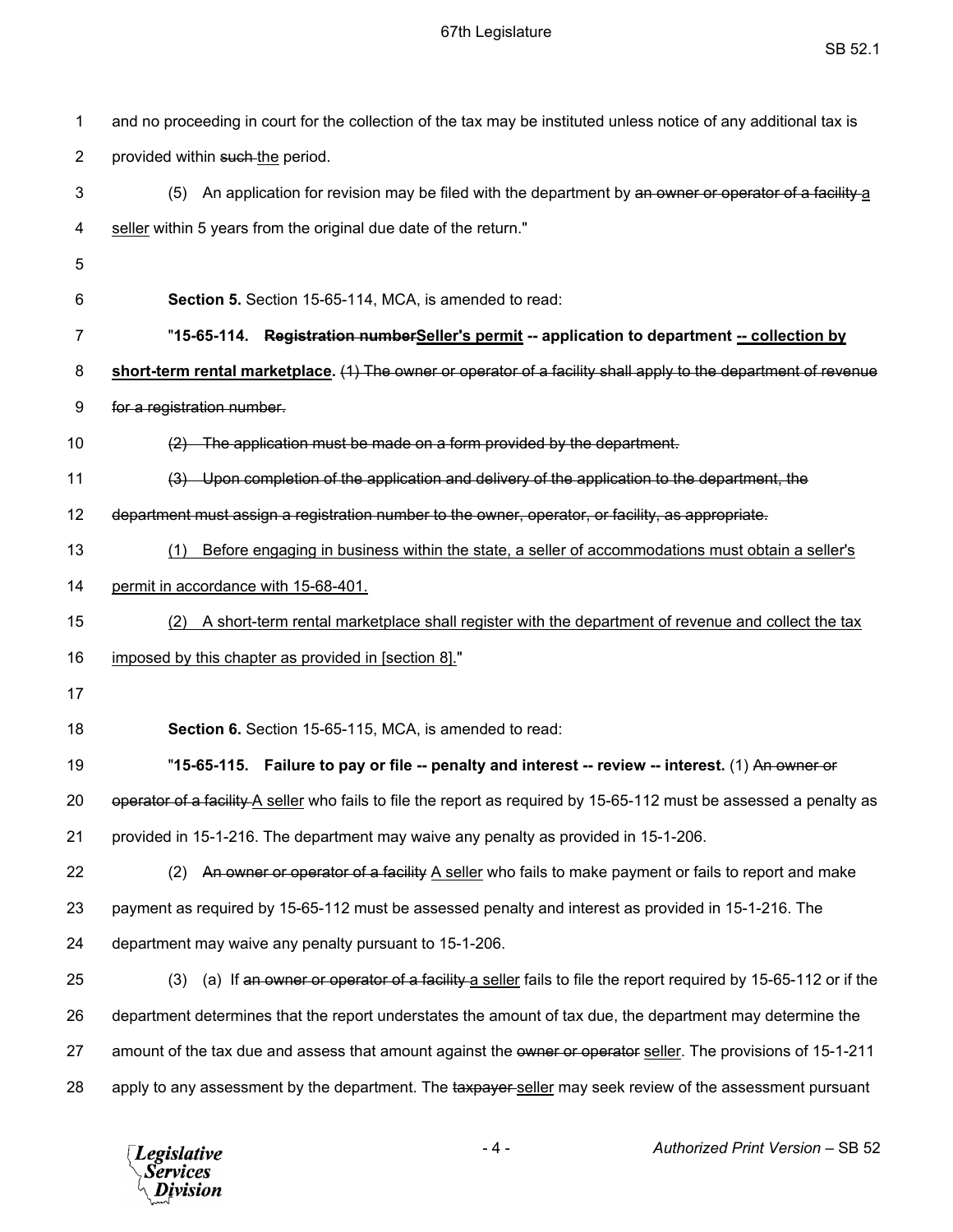and no proceeding in court for the collection of the tax may be instituted unless notice of any additional tax is provided within ~~such~~ <u>the</u> period.

(5) An application for revision may be filed with the department by ~~an owner or operator of a facility~~ <u>a seller</u> within 5 years from the original due date of the return."

**Section 5.** Section 15-65-114, MCA, is amended to read:

"**15-65-114. ~~Registration number~~<u>Seller's permit</u> -- application to department <u>-- collection by short-term rental marketplace</u>.** ~~(1) The owner or operator of a facility shall apply to the department of revenue for a registration number.~~

~~(2) The application must be made on a form provided by the department.~~

~~(3) Upon completion of the application and delivery of the application to the department, the department must assign a registration number to the owner, operator, or facility, as appropriate.~~

<u>(1) Before engaging in business within the state, a seller of accommodations must obtain a seller's permit in accordance with 15-68-401.</u>

<u>(2) A short-term rental marketplace shall register with the department of revenue and collect the tax imposed by this chapter as provided in [section 8].</u>"

**Section 6.** Section 15-65-115, MCA, is amended to read:

"**15-65-115. Failure to pay or file -- penalty and interest -- review -- interest.** (1) ~~An owner or operator of a facility~~ <u>A seller</u> who fails to file the report as required by 15-65-112 must be assessed a penalty as provided in 15-1-216. The department may waive any penalty as provided in 15-1-206.

(2) ~~An owner or operator of a facility~~ <u>A seller</u> who fails to make payment or fails to report and make payment as required by 15-65-112 must be assessed penalty and interest as provided in 15-1-216. The department may waive any penalty pursuant to 15-1-206.

(3) (a) If ~~an owner or operator of a facility~~ <u>a seller</u> fails to file the report required by 15-65-112 or if the department determines that the report understates the amount of tax due, the department may determine the amount of the tax due and assess that amount against the ~~owner or operator~~ <u>seller</u>. The provisions of 15-1-211 apply to any assessment by the department. The ~~taxpayer~~ <u>seller</u> may seek review of the assessment pursuant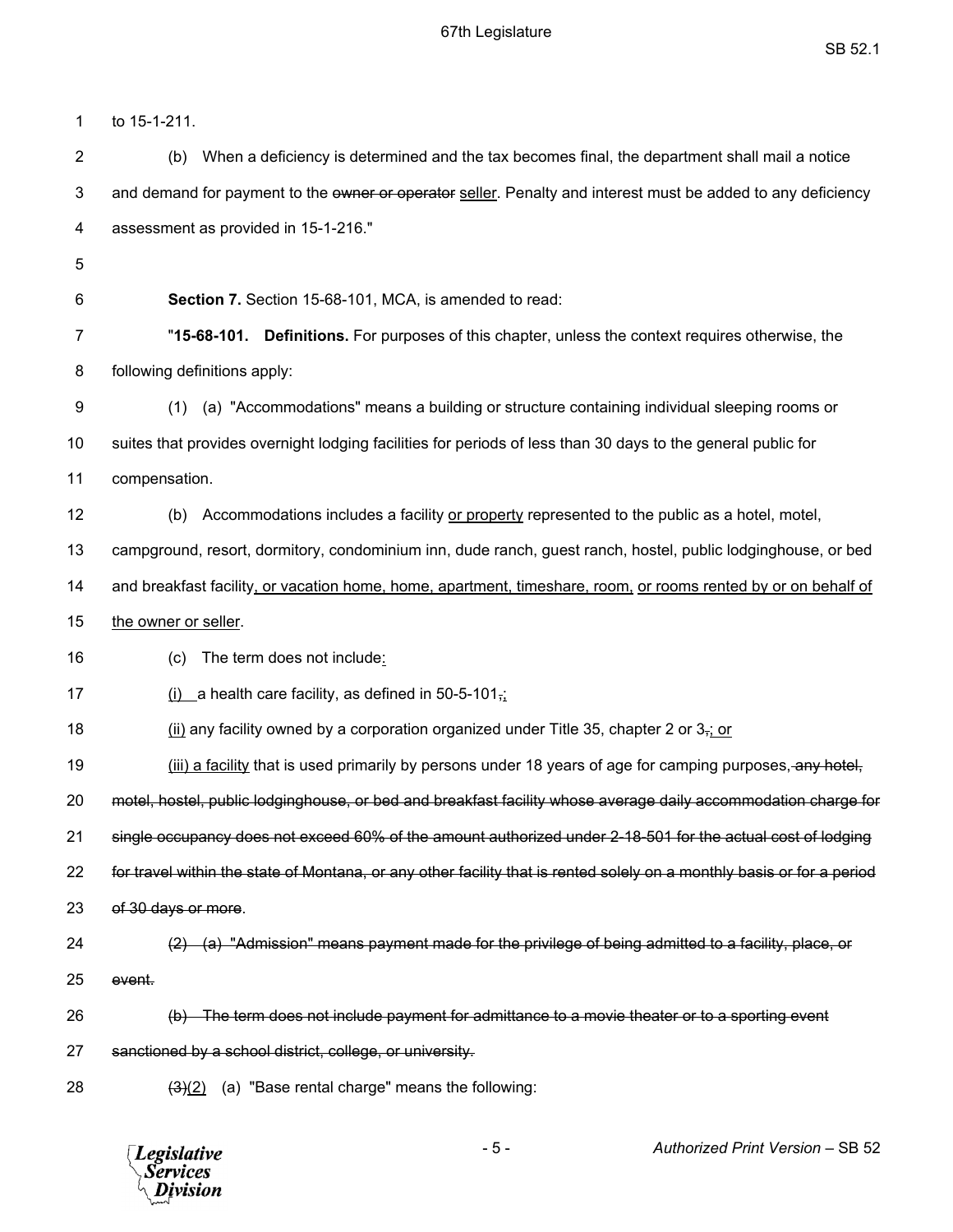to 15-1-211.

(b) When a deficiency is determined and the tax becomes final, the department shall mail a notice and demand for payment to the ~~owner or operator~~ <u>seller</u>. Penalty and interest must be added to any deficiency assessment as provided in 15-1-216."

**Section 7.** Section 15-68-101, MCA, is amended to read:

"**15-68-101. Definitions.** For purposes of this chapter, unless the context requires otherwise, the following definitions apply:

(1) (a) "Accommodations" means a building or structure containing individual sleeping rooms or suites that provides overnight lodging facilities for periods of less than 30 days to the general public for compensation.

(b) Accommodations includes a facility <u>or property</u> represented to the public as a hotel, motel, campground, resort, dormitory, condominium inn, dude ranch, guest ranch, hostel, public lodginghouse, or bed and breakfast facility<u>, or vacation home, home, apartment, timeshare, room,</u> <u>or rooms rented by or on behalf of the owner or seller</u>.

(c) The term does not include<u>:</u>

<u>(i)</u> a health care facility, as defined in 50-5-101~~,~~<u>;</u>

<u>(ii)</u> any facility owned by a corporation organized under Title 35, chapter 2 or 3~~,~~<u>; or</u>

<u>(iii) a facility</u> that is used primarily by persons under 18 years of age for camping purposes~~, any hotel, motel, hostel, public lodginghouse, or bed and breakfast facility whose average daily accommodation charge for single occupancy does not exceed 60% of the amount authorized under 2-18-501 for the actual cost of lodging for travel within the state of Montana, or any other facility that is rented solely on a monthly basis or for a period of 30 days or more~~.

~~(2) (a) "Admission" means payment made for the privilege of being admitted to a facility, place, or event.~~

~~(b) The term does not include payment for admittance to a movie theater or to a sporting event sanctioned by a school district, college, or university.~~

~~(3)~~<u>(2)</u> (a) "Base rental charge" means the following: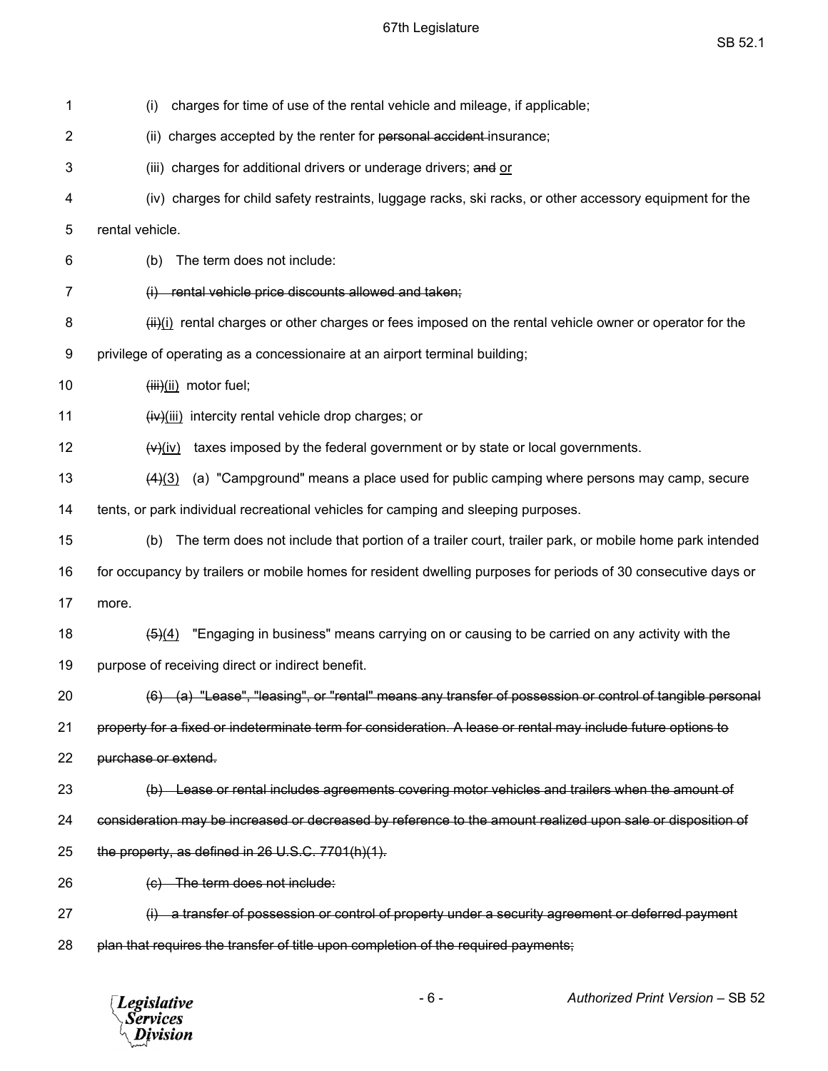(i) charges for time of use of the rental vehicle and mileage, if applicable;

(ii) charges accepted by the renter for ~~personal accident~~ insurance;

(iii) charges for additional drivers or underage drivers; ~~and~~ <u>or</u>

(iv) charges for child safety restraints, luggage racks, ski racks, or other accessory equipment for the rental vehicle.

(b) The term does not include:

~~(i) rental vehicle price discounts allowed and taken;~~

~~(ii)~~<u>(i)</u> rental charges or other charges or fees imposed on the rental vehicle owner or operator for the privilege of operating as a concessionaire at an airport terminal building;

~~(iii)~~<u>(ii)</u> motor fuel;

~~(iv)~~<u>(iii)</u> intercity rental vehicle drop charges; or

~~(v)~~<u>(iv)</u> taxes imposed by the federal government or by state or local governments.

~~(4)~~<u>(3)</u> (a) "Campground" means a place used for public camping where persons may camp, secure tents, or park individual recreational vehicles for camping and sleeping purposes.

(b) The term does not include that portion of a trailer court, trailer park, or mobile home park intended for occupancy by trailers or mobile homes for resident dwelling purposes for periods of 30 consecutive days or more.

~~(5)~~<u>(4)</u> "Engaging in business" means carrying on or causing to be carried on any activity with the purpose of receiving direct or indirect benefit.

~~(6) (a) "Lease", "leasing", or "rental" means any transfer of possession or control of tangible personal property for a fixed or indeterminate term for consideration. A lease or rental may include future options to purchase or extend.~~

~~(b) Lease or rental includes agreements covering motor vehicles and trailers when the amount of consideration may be increased or decreased by reference to the amount realized upon sale or disposition of the property, as defined in 26 U.S.C. 7701(h)(1).~~

~~(c) The term does not include:~~

~~(i) a transfer of possession or control of property under a security agreement or deferred payment plan that requires the transfer of title upon completion of the required payments;~~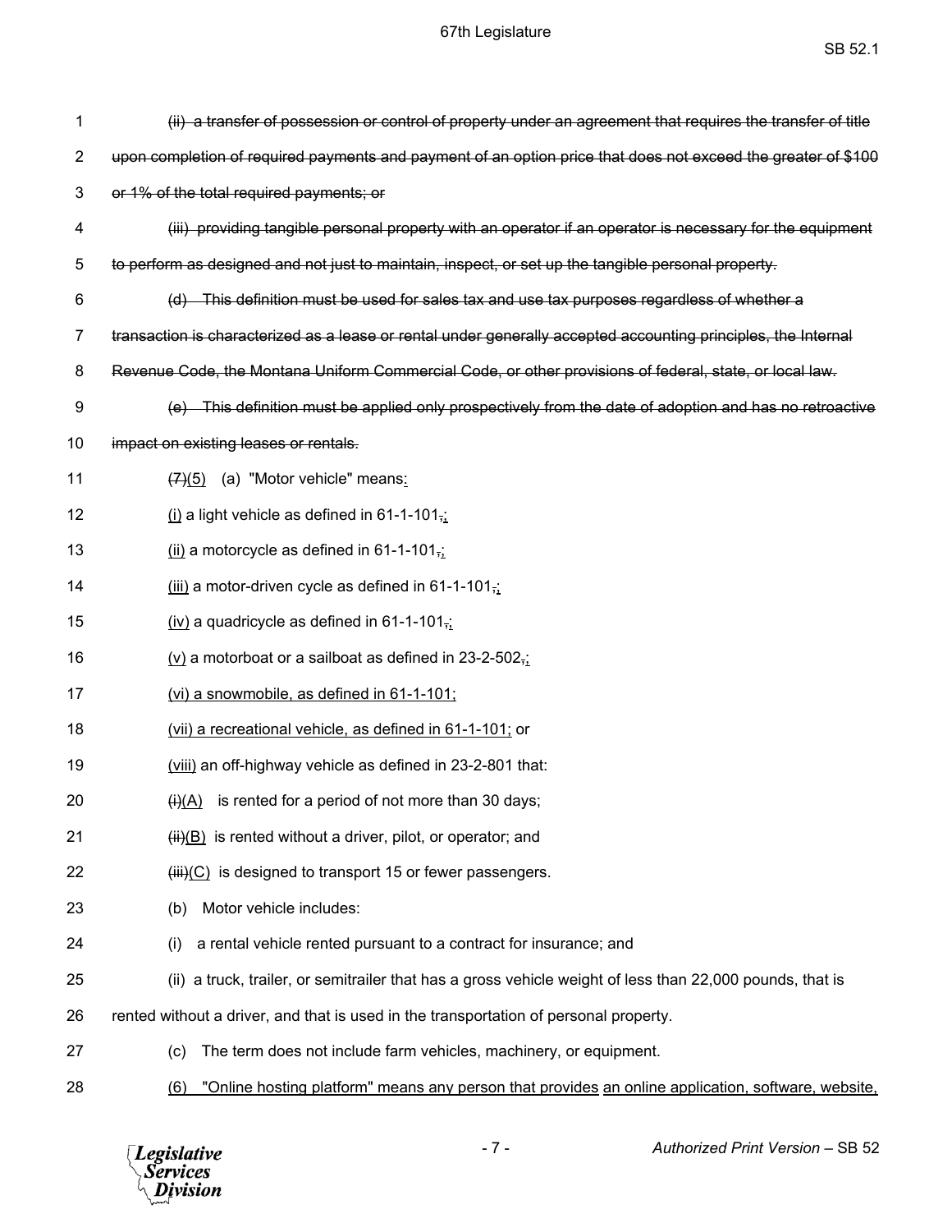~~(ii) a transfer of possession or control of property under an agreement that requires the transfer of title upon completion of required payments and payment of an option price that does not exceed the greater of $100 or 1% of the total required payments; or~~

~~(iii) providing tangible personal property with an operator if an operator is necessary for the equipment to perform as designed and not just to maintain, inspect, or set up the tangible personal property.~~

~~(d) This definition must be used for sales tax and use tax purposes regardless of whether a transaction is characterized as a lease or rental under generally accepted accounting principles, the Internal Revenue Code, the Montana Uniform Commercial Code, or other provisions of federal, state, or local law.~~

~~(e) This definition must be applied only prospectively from the date of adoption and has no retroactive impact on existing leases or rentals.~~

~~(7)~~<u>(5)</u> (a) "Motor vehicle" means<u>:</u>

<u>(i)</u> a light vehicle as defined in 61-1-101~~,~~<u>;</u>

<u>(ii)</u> a motorcycle as defined in 61-1-101~~,~~<u>;</u>

<u>(iii)</u> a motor-driven cycle as defined in 61-1-101~~,~~<u>;</u>

<u>(iv)</u> a quadricycle as defined in 61-1-101~~,~~<u>;</u>

<u>(v)</u> a motorboat or a sailboat as defined in 23-2-502~~,~~<u>;</u>

<u>(vi) a snowmobile, as defined in 61-1-101;</u>

<u>(vii) a recreational vehicle, as defined in 61-1-101;</u> or

<u>(viii)</u> an off-highway vehicle as defined in 23-2-801 that:

~~(i)~~<u>(A)</u> is rented for a period of not more than 30 days;

~~(ii)~~<u>(B)</u> is rented without a driver, pilot, or operator; and

~~(iii)~~<u>(C)</u> is designed to transport 15 or fewer passengers.

(b) Motor vehicle includes:

(i) a rental vehicle rented pursuant to a contract for insurance; and

(ii) a truck, trailer, or semitrailer that has a gross vehicle weight of less than 22,000 pounds, that is rented without a driver, and that is used in the transportation of personal property.

(c) The term does not include farm vehicles, machinery, or equipment.

<u>(6) "Online hosting platform" means any person that provides</u> <u>an online application, software, website,</u>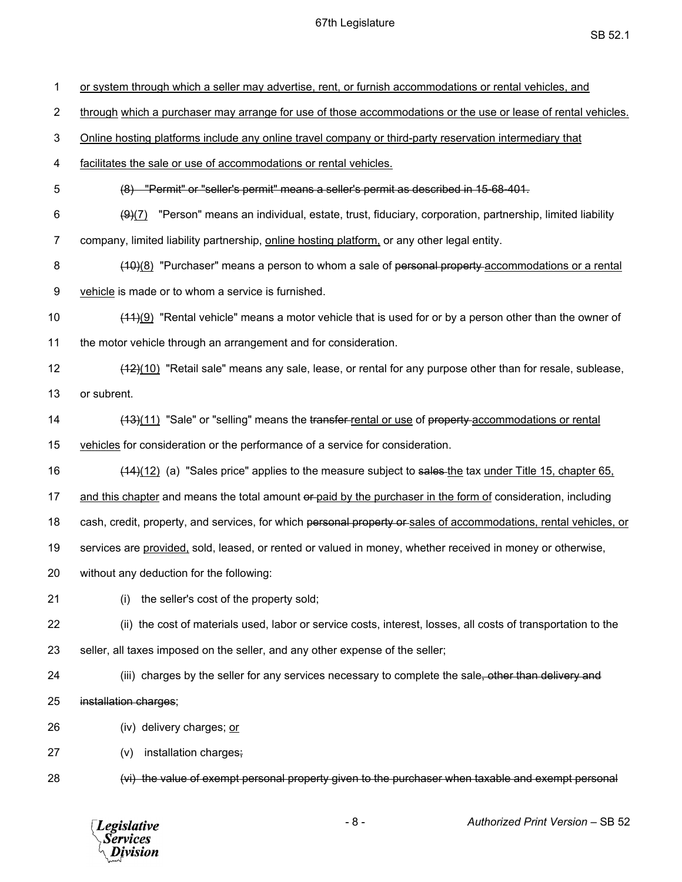<u>or system through which a seller may advertise, rent, or furnish accommodations or rental vehicles, and through which a purchaser may arrange for use of those accommodations or the use or lease of rental vehicles. Online hosting platforms include any online travel company or third-party reservation intermediary that facilitates the sale or use of accommodations or rental vehicles.</u>

~~(8) "Permit" or "seller's permit" means a seller's permit as described in 15-68-401.~~

~~(9)~~<u>(7)</u> "Person" means an individual, estate, trust, fiduciary, corporation, partnership, limited liability company, limited liability partnership, <u>online hosting platform,</u> or any other legal entity.

~~(10)~~<u>(8)</u> "Purchaser" means a person to whom a sale of ~~personal property~~ <u>accommodations or a rental vehicle</u> is made or to whom a service is furnished.

~~(11)~~<u>(9)</u> "Rental vehicle" means a motor vehicle that is used for or by a person other than the owner of the motor vehicle through an arrangement and for consideration.

~~(12)~~<u>(10)</u> "Retail sale" means any sale, lease, or rental for any purpose other than for resale, sublease, or subrent.

~~(13)~~<u>(11)</u> "Sale" or "selling" means the ~~transfer~~ <u>rental or use</u> of ~~property~~ <u>accommodations or rental vehicles</u> for consideration or the performance of a service for consideration.

~~(14)~~<u>(12)</u> (a) "Sales price" applies to the measure subject to ~~sales~~ <u>the</u> tax <u>under Title 15, chapter 65, and this chapter</u> and means the total amount ~~or~~ <u>paid by the purchaser in the form of</u> consideration, including cash, credit, property, and services, for which ~~personal property or~~ <u>sales of accommodations, rental vehicles, or</u> services are <u>provided,</u> sold, leased, or rented or valued in money, whether received in money or otherwise, without any deduction for the following:

(i) the seller's cost of the property sold;

(ii) the cost of materials used, labor or service costs, interest, losses, all costs of transportation to the seller, all taxes imposed on the seller, and any other expense of the seller;

(iii) charges by the seller for any services necessary to complete the sale~~, other than delivery and installation charges~~;

(iv) delivery charges; <u>or</u>

(v) installation charges~~;~~

~~(vi) the value of exempt personal property given to the purchaser when taxable and exempt personal~~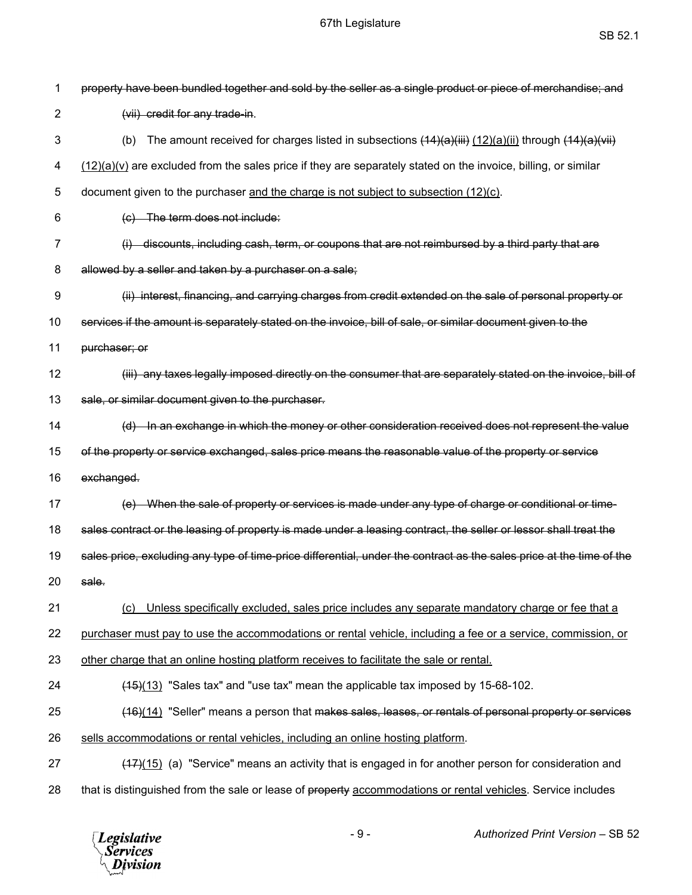1 ~~property have been bundled together and sold by the seller as a single product or piece of merchandise; and~~

2 ~~(vii) credit for any trade-in~~.

3 (b) The amount received for charges listed in subsections ~~(14)(a)(iii)~~ <u>(12)(a)(ii)</u> through ~~(14)(a)(vii)~~

4 <u>(12)(a)(v)</u> are excluded from the sales price if they are separately stated on the invoice, billing, or similar

5 document given to the purchaser <u>and the charge is not subject to subsection (12)(c)</u>.

6 ~~(c) The term does not include:~~

7 ~~(i) discounts, including cash, term, or coupons that are not reimbursed by a third party that are~~

8 ~~allowed by a seller and taken by a purchaser on a sale;~~

9 ~~(ii) interest, financing, and carrying charges from credit extended on the sale of personal property or~~

10 ~~services if the amount is separately stated on the invoice, bill of sale, or similar document given to the~~

11 ~~purchaser; or~~

12 ~~(iii) any taxes legally imposed directly on the consumer that are separately stated on the invoice, bill of~~

13 ~~sale, or similar document given to the purchaser.~~

14 ~~(d) In an exchange in which the money or other consideration received does not represent the value~~

15 ~~of the property or service exchanged, sales price means the reasonable value of the property or service~~

16 ~~exchanged.~~

17 ~~(e) When the sale of property or services is made under any type of charge or conditional or time-~~

18 ~~sales contract or the leasing of property is made under a leasing contract, the seller or lessor shall treat the~~

19 ~~sales price, excluding any type of time-price differential, under the contract as the sales price at the time of the~~

20 ~~sale.~~

21 <u>(c) Unless specifically excluded, sales price includes any separate mandatory charge or fee that a</u>

22 <u>purchaser must pay to use the accommodations or rental</u> <u>vehicle, including a fee or a service, commission, or</u>

23 <u>other charge that an online hosting platform receives to facilitate the sale or rental.</u>

24 ~~(15)~~<u>(13)</u> "Sales tax" and "use tax" mean the applicable tax imposed by 15-68-102.

25 ~~(16)~~<u>(14)</u> "Seller" means a person that ~~makes sales, leases, or rentals of personal property or services~~

26 <u>sells accommodations or rental vehicles, including an online hosting platform</u>.

27 ~~(17)~~<u>(15)</u> (a) "Service" means an activity that is engaged in for another person for consideration and

28 that is distinguished from the sale or lease of ~~property~~ <u>accommodations or rental vehicles</u>. Service includes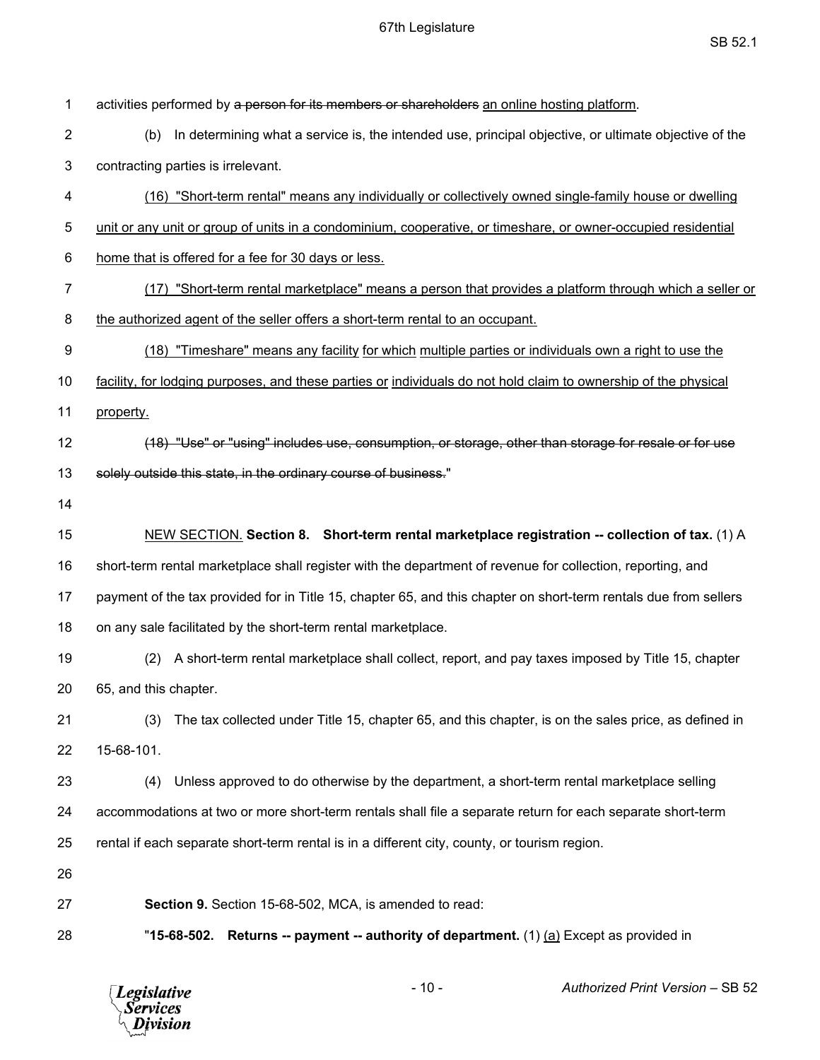activities performed by ~~a person for its members or shareholders~~ <u>an online hosting platform</u>.

(b) In determining what a service is, the intended use, principal objective, or ultimate objective of the contracting parties is irrelevant.

<u>(16) "Short-term rental" means any individually or collectively owned single-family house or dwelling unit or any unit or group of units in a condominium, cooperative, or timeshare, or owner-occupied residential home that is offered for a fee for 30 days or less.</u>

<u>(17) "Short-term rental marketplace" means a person that provides a platform through which a seller or the authorized agent of the seller offers a short-term rental to an occupant.</u>

<u>(18) "Timeshare" means any facility for which multiple parties or individuals own a right to use the facility, for lodging purposes, and these parties or individuals do not hold claim to ownership of the physical property.</u>

~~(18) "Use" or "using" includes use, consumption, or storage, other than storage for resale or for use solely outside this state, in the ordinary course of business.~~"

<u>NEW SECTION.</u> **Section 8. Short-term rental marketplace registration -- collection of tax.** (1) A short-term rental marketplace shall register with the department of revenue for collection, reporting, and payment of the tax provided for in Title 15, chapter 65, and this chapter on short-term rentals due from sellers on any sale facilitated by the short-term rental marketplace.

(2) A short-term rental marketplace shall collect, report, and pay taxes imposed by Title 15, chapter 65, and this chapter.

(3) The tax collected under Title 15, chapter 65, and this chapter, is on the sales price, as defined in 15-68-101.

(4) Unless approved to do otherwise by the department, a short-term rental marketplace selling accommodations at two or more short-term rentals shall file a separate return for each separate short-term rental if each separate short-term rental is in a different city, county, or tourism region.

**Section 9.** Section 15-68-502, MCA, is amended to read:

"**15-68-502. Returns -- payment -- authority of department.** (1) <u>(a)</u> Except as provided in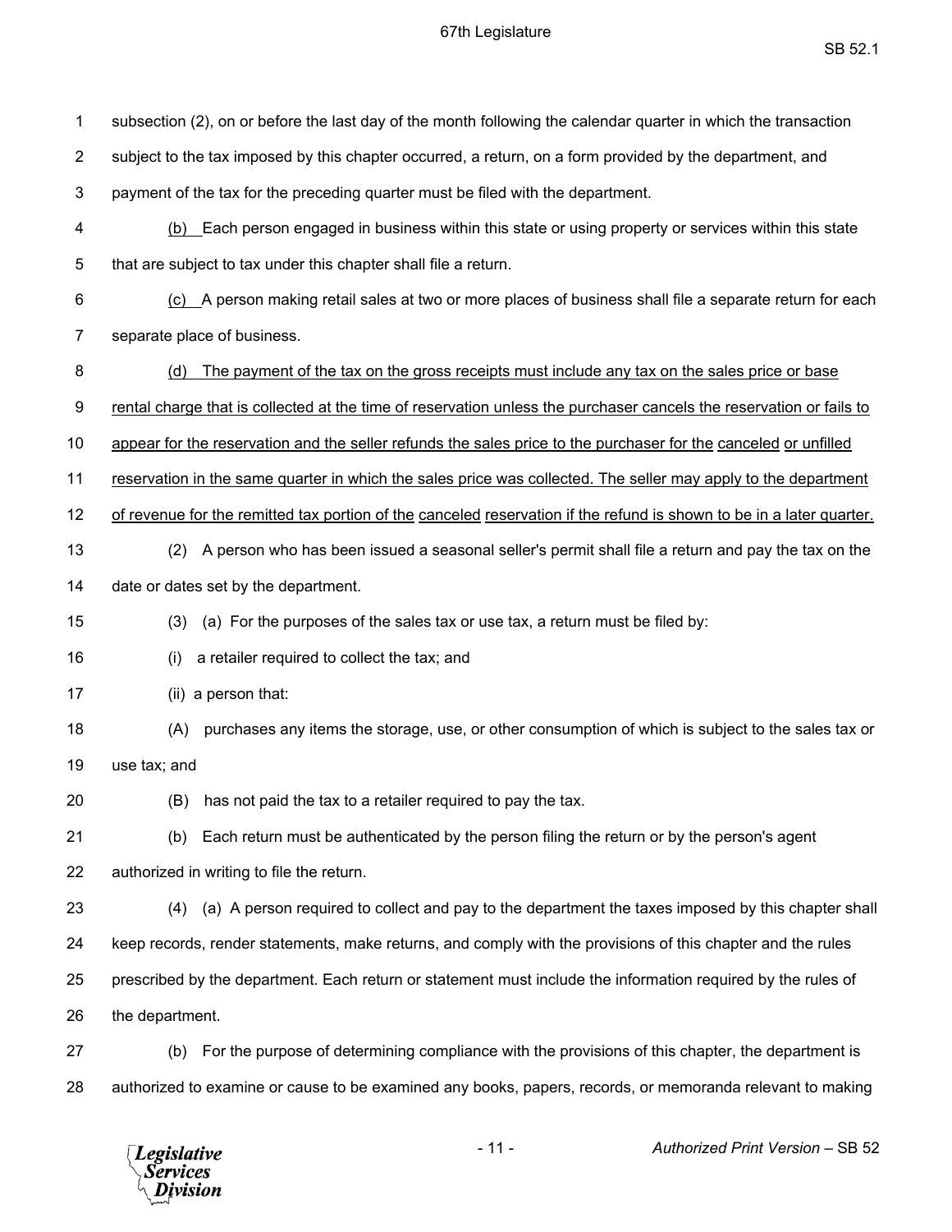subsection (2), on or before the last day of the month following the calendar quarter in which the transaction subject to the tax imposed by this chapter occurred, a return, on a form provided by the department, and payment of the tax for the preceding quarter must be filed with the department.

(b) Each person engaged in business within this state or using property or services within this state that are subject to tax under this chapter shall file a return.

(c) A person making retail sales at two or more places of business shall file a separate return for each separate place of business.

(d) The payment of the tax on the gross receipts must include any tax on the sales price or base rental charge that is collected at the time of reservation unless the purchaser cancels the reservation or fails to appear for the reservation and the seller refunds the sales price to the purchaser for the canceled or unfilled reservation in the same quarter in which the sales price was collected. The seller may apply to the department of revenue for the remitted tax portion of the canceled reservation if the refund is shown to be in a later quarter.

(2) A person who has been issued a seasonal seller's permit shall file a return and pay the tax on the date or dates set by the department.

(3) (a) For the purposes of the sales tax or use tax, a return must be filed by:

(i) a retailer required to collect the tax; and

(ii) a person that:

(A) purchases any items the storage, use, or other consumption of which is subject to the sales tax or use tax; and

(B) has not paid the tax to a retailer required to pay the tax.

(b) Each return must be authenticated by the person filing the return or by the person's agent authorized in writing to file the return.

(4) (a) A person required to collect and pay to the department the taxes imposed by this chapter shall keep records, render statements, make returns, and comply with the provisions of this chapter and the rules prescribed by the department. Each return or statement must include the information required by the rules of the department.

(b) For the purpose of determining compliance with the provisions of this chapter, the department is authorized to examine or cause to be examined any books, papers, records, or memoranda relevant to making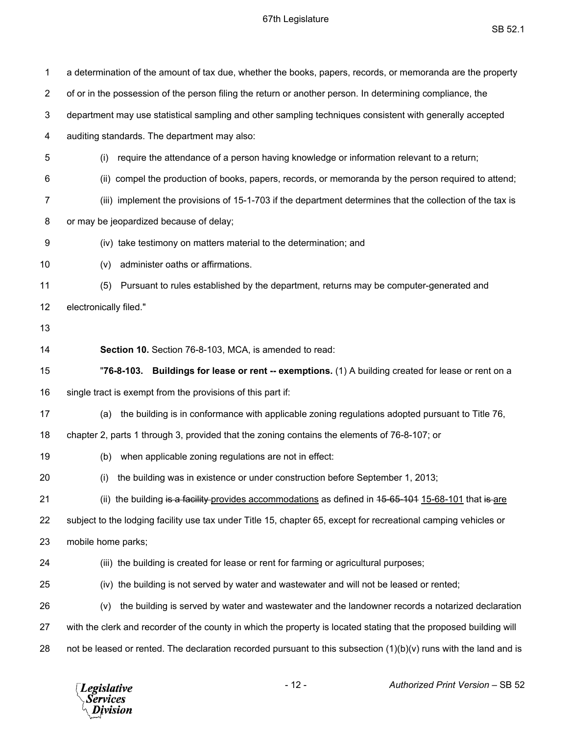a determination of the amount of tax due, whether the books, papers, records, or memoranda are the property of or in the possession of the person filing the return or another person. In determining compliance, the department may use statistical sampling and other sampling techniques consistent with generally accepted auditing standards. The department may also:

(i) require the attendance of a person having knowledge or information relevant to a return;

(ii) compel the production of books, papers, records, or memoranda by the person required to attend;

(iii) implement the provisions of 15-1-703 if the department determines that the collection of the tax is or may be jeopardized because of delay;

(iv) take testimony on matters material to the determination; and

(v) administer oaths or affirmations.

(5) Pursuant to rules established by the department, returns may be computer-generated and electronically filed."

**Section 10.** Section 76-8-103, MCA, is amended to read:

"**76-8-103. Buildings for lease or rent -- exemptions.** (1) A building created for lease or rent on a single tract is exempt from the provisions of this part if:

(a) the building is in conformance with applicable zoning regulations adopted pursuant to Title 76, chapter 2, parts 1 through 3, provided that the zoning contains the elements of 76-8-107; or

(b) when applicable zoning regulations are not in effect:

(i) the building was in existence or under construction before September 1, 2013;

(ii) the building ~~is a facility~~ provides accommodations as defined in ~~15-65-101~~ 15-68-101 that ~~is~~ are subject to the lodging facility use tax under Title 15, chapter 65, except for recreational camping vehicles or mobile home parks;

(iii) the building is created for lease or rent for farming or agricultural purposes;

(iv) the building is not served by water and wastewater and will not be leased or rented;

(v) the building is served by water and wastewater and the landowner records a notarized declaration with the clerk and recorder of the county in which the property is located stating that the proposed building will not be leased or rented. The declaration recorded pursuant to this subsection (1)(b)(v) runs with the land and is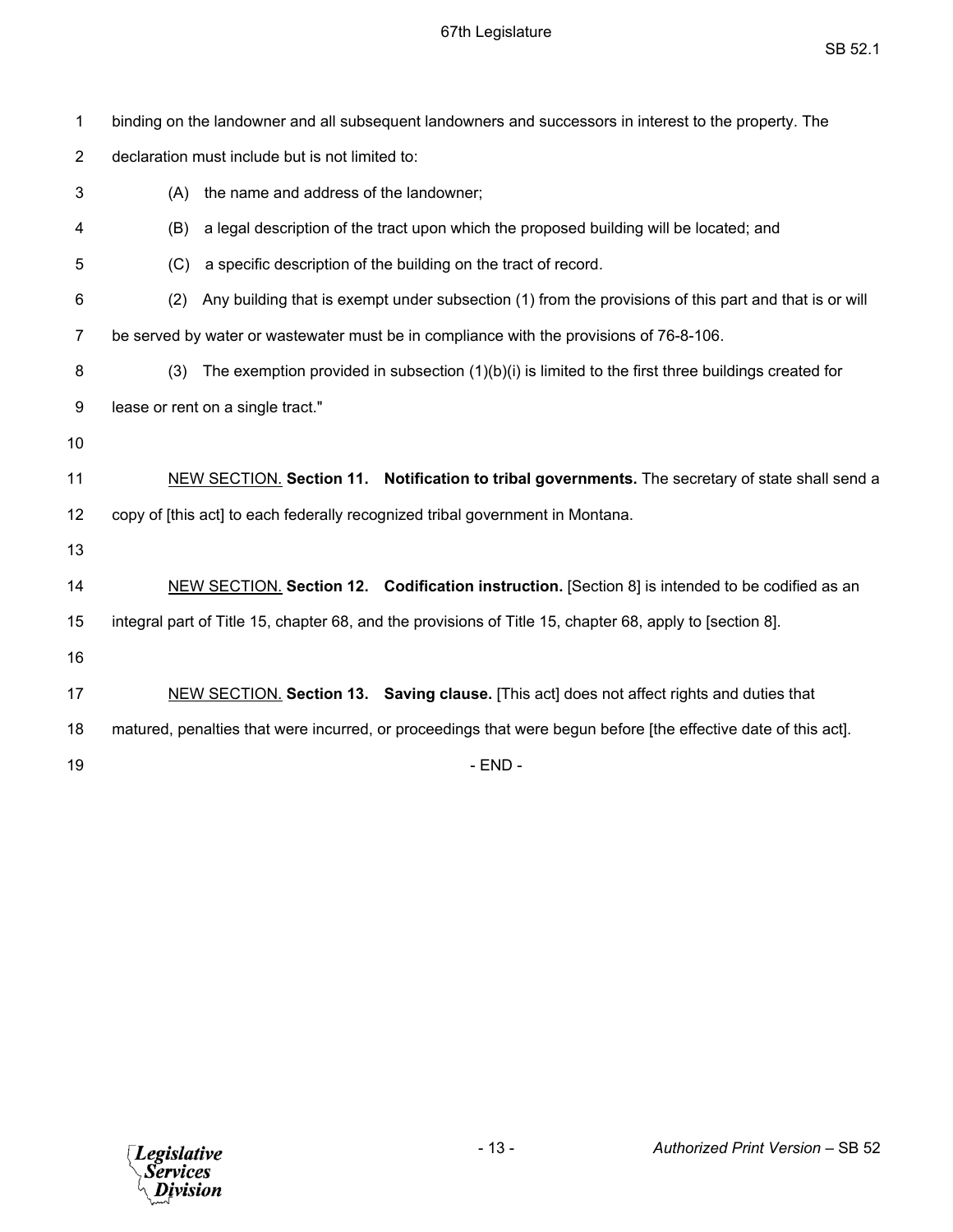binding on the landowner and all subsequent landowners and successors in interest to the property. The declaration must include but is not limited to:

(A) the name and address of the landowner;

(B) a legal description of the tract upon which the proposed building will be located; and

(C) a specific description of the building on the tract of record.

(2) Any building that is exempt under subsection (1) from the provisions of this part and that is or will be served by water or wastewater must be in compliance with the provisions of 76-8-106.

(3) The exemption provided in subsection (1)(b)(i) is limited to the first three buildings created for lease or rent on a single tract."

NEW SECTION. **Section 11. Notification to tribal governments.** The secretary of state shall send a copy of [this act] to each federally recognized tribal government in Montana.

NEW SECTION. **Section 12. Codification instruction.** [Section 8] is intended to be codified as an integral part of Title 15, chapter 68, and the provisions of Title 15, chapter 68, apply to [section 8].

NEW SECTION. **Section 13. Saving clause.** [This act] does not affect rights and duties that matured, penalties that were incurred, or proceedings that were begun before [the effective date of this act].

- END -